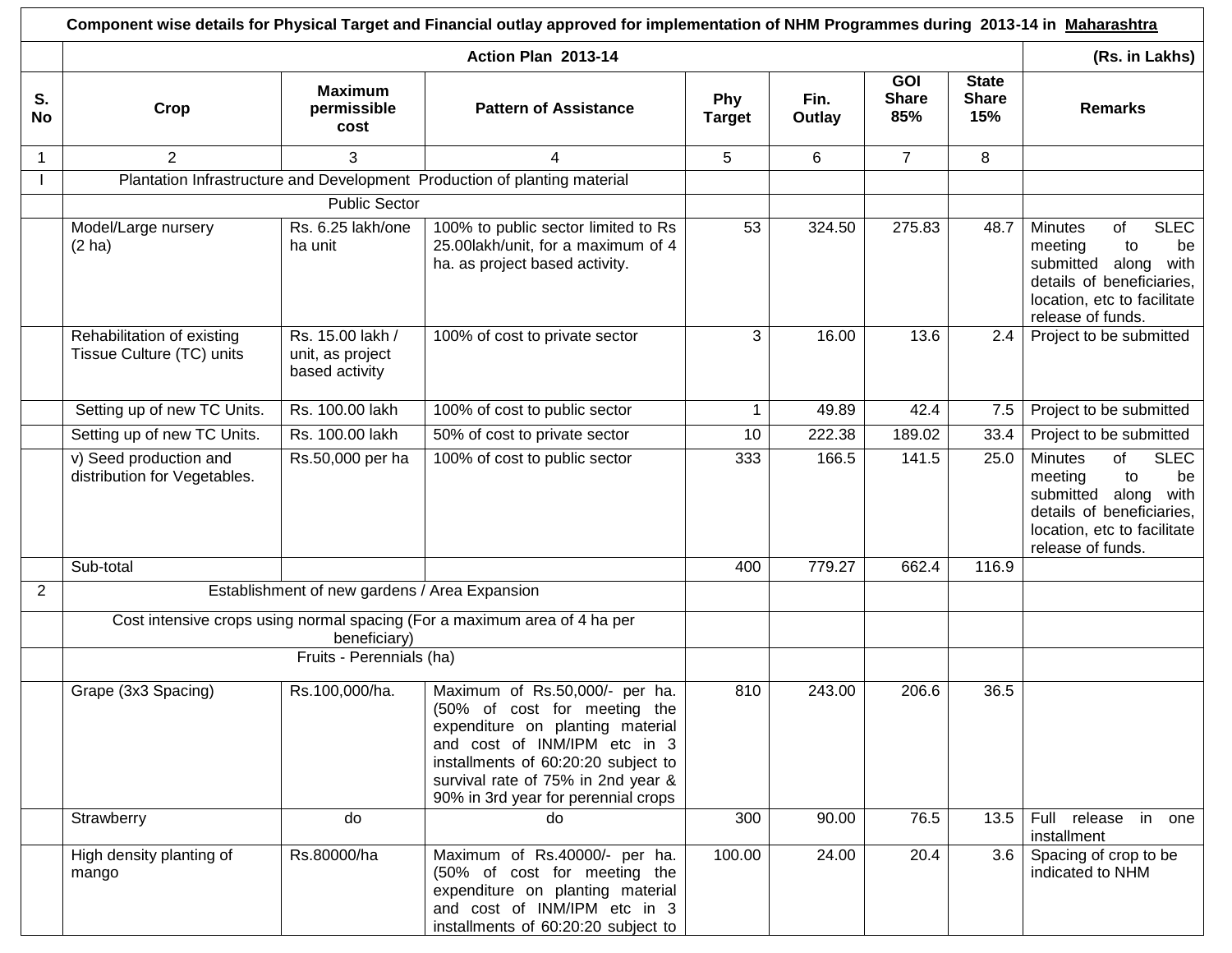| Component wise details for Physical Target and Financial outlay approved for implementation of NHM Programmes during 2013-14 in Maharashtra | | | | | | | | |
|---|---|---|---|---|---|---|---|---|
| | Action Plan 2013-14 | | | | | | | (Rs. in Lakhs) |
| S. No | Crop | Maximum permissible cost | Pattern of Assistance | Phy Target | Fin. Outlay | GOI Share 85% | State Share 15% | Remarks |
| 1 | 2 | 3 | 4 | 5 | 6 | 7 | 8 | |
| I | Plantation Infrastructure and Development Production of planting material | | | | | | | |
| | Public Sector | | | | | | | |
| | Model/Large nursery (2 ha) | Rs. 6.25 lakh/one ha unit | 100% to public sector limited to Rs 25.00lakh/unit, for a maximum of 4 ha. as project based activity. | 53 | 324.50 | 275.83 | 48.7 | Minutes of SLEC meeting to be submitted along with details of beneficiaries, location, etc to facilitate release of funds. |
| | Rehabilitation of existing Tissue Culture (TC) units | Rs. 15.00 lakh / unit, as project based activity | 100% of cost to private sector | 3 | 16.00 | 13.6 | 2.4 | Project to be submitted |
| | Setting up of new TC Units. | Rs. 100.00 lakh | 100% of cost to public sector | 1 | 49.89 | 42.4 | 7.5 | Project to be submitted |
| | Setting up of new TC Units. | Rs. 100.00 lakh | 50% of cost to private sector | 10 | 222.38 | 189.02 | 33.4 | Project to be submitted |
| | v) Seed production and distribution for Vegetables. | Rs.50,000 per ha | 100% of cost to public sector | 333 | 166.5 | 141.5 | 25.0 | Minutes of SLEC meeting to be submitted along with details of beneficiaries, location, etc to facilitate release of funds. |
| | Sub-total | | | 400 | 779.27 | 662.4 | 116.9 | |
| 2 | Establishment of new gardens / Area Expansion | | | | | | | |
| | Cost intensive crops using normal spacing (For a maximum area of 4 ha per beneficiary) | | | | | | | |
| | Fruits - Perennials (ha) | | | | | | | |
| | Grape (3x3 Spacing) | Rs.100,000/ha. | Maximum of Rs.50,000/- per ha. (50% of cost for meeting the expenditure on planting material and cost of INM/IPM etc in 3 installments of 60:20:20 subject to survival rate of 75% in 2nd year & 90% in 3rd year for perennial crops | 810 | 243.00 | 206.6 | 36.5 | |
| | Strawberry | do | do | 300 | 90.00 | 76.5 | 13.5 | Full release in one installment |
| | High density planting of mango | Rs.80000/ha | Maximum of Rs.40000/- per ha. (50% of cost for meeting the expenditure on planting material and cost of INM/IPM etc in 3 installments of 60:20:20 subject to | 100.00 | 24.00 | 20.4 | 3.6 | Spacing of crop to be indicated to NHM |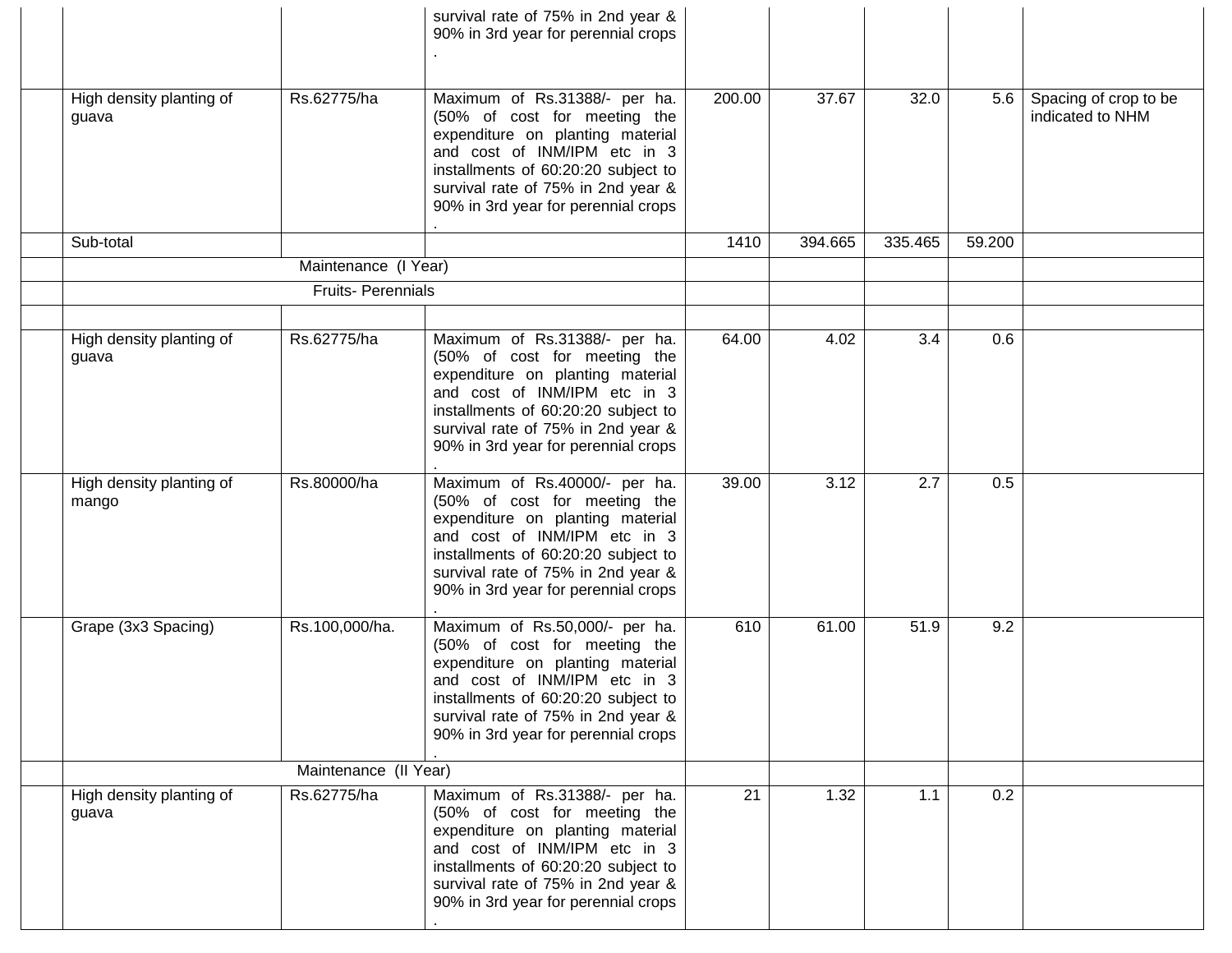| | | | | | | | | |
|---|---|---|---|---|---|---|---|---|
| | | | survival rate of 75% in 2nd year & 90% in 3rd year for perennial crops . | | | | | |
| | High density planting of guava | Rs.62775/ha | Maximum of Rs.31388/- per ha. (50% of cost for meeting the expenditure on planting material and cost of INM/IPM etc in 3 installments of 60:20:20 subject to survival rate of 75% in 2nd year & 90% in 3rd year for perennial crops . | 200.00 | 37.67 | 32.0 | 5.6 | Spacing of crop to be indicated to NHM |
| | Sub-total | | | 1410 | 394.665 | 335.465 | 59.200 | |
| | Maintenance (I Year) | | | | | | | |
| | Fruits- Perennials | | | | | | | |
| | | | | | | | | |
| | High density planting of guava | Rs.62775/ha | Maximum of Rs.31388/- per ha. (50% of cost for meeting the expenditure on planting material and cost of INM/IPM etc in 3 installments of 60:20:20 subject to survival rate of 75% in 2nd year & 90% in 3rd year for perennial crops . | 64.00 | 4.02 | 3.4 | 0.6 | |
| | High density planting of mango | Rs.80000/ha | Maximum of Rs.40000/- per ha. (50% of cost for meeting the expenditure on planting material and cost of INM/IPM etc in 3 installments of 60:20:20 subject to survival rate of 75% in 2nd year & 90% in 3rd year for perennial crops . | 39.00 | 3.12 | 2.7 | 0.5 | |
| | Grape (3x3 Spacing) | Rs.100,000/ha. | Maximum of Rs.50,000/- per ha. (50% of cost for meeting the expenditure on planting material and cost of INM/IPM etc in 3 installments of 60:20:20 subject to survival rate of 75% in 2nd year & 90% in 3rd year for perennial crops . | 610 | 61.00 | 51.9 | 9.2 | |
| | Maintenance (II Year) | | | | | | | |
| | High density planting of guava | Rs.62775/ha | Maximum of Rs.31388/- per ha. (50% of cost for meeting the expenditure on planting material and cost of INM/IPM etc in 3 installments of 60:20:20 subject to survival rate of 75% in 2nd year & 90% in 3rd year for perennial crops . | 21 | 1.32 | 1.1 | 0.2 | |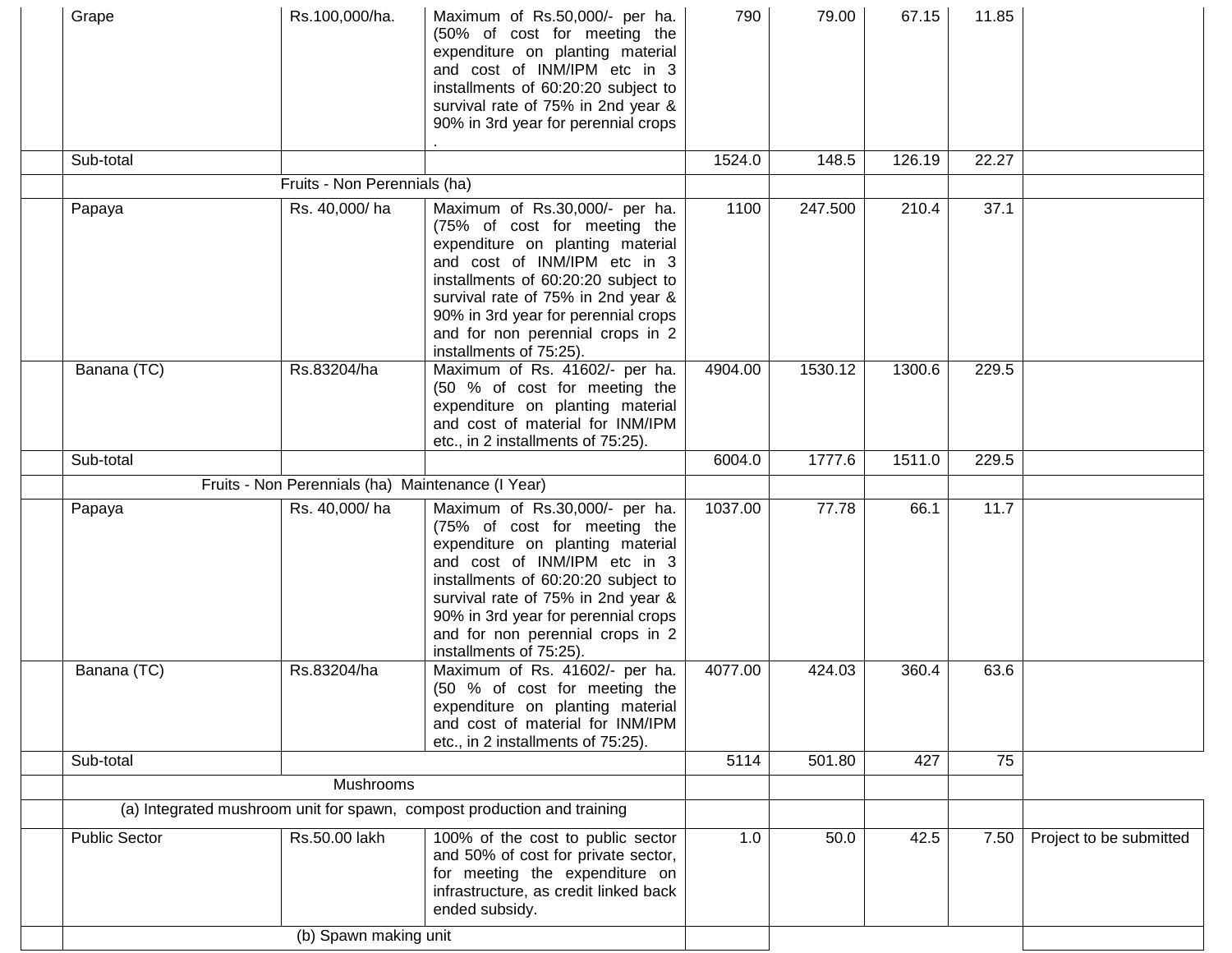| | | | | | | | | |
|---|---|---|---|---|---|---|---|---|
| | Grape | Rs.100,000/ha. | Maximum of Rs.50,000/- per ha. (50% of cost for meeting the expenditure on planting material and cost of INM/IPM etc in 3 installments of 60:20:20 subject to survival rate of 75% in 2nd year & 90% in 3rd year for perennial crops . | 790 | 79.00 | 67.15 | 11.85 | |
| | Sub-total | | | 1524.0 | 148.5 | 126.19 | 22.27 | |
| | Fruits - Non Perennials (ha) | | | | | | | |
| | Papaya | Rs. 40,000/ ha | Maximum of Rs.30,000/- per ha. (75% of cost for meeting the expenditure on planting material and cost of INM/IPM etc in 3 installments of 60:20:20 subject to survival rate of 75% in 2nd year & 90% in 3rd year for perennial crops and for non perennial crops in 2 installments of 75:25). | 1100 | 247.500 | 210.4 | 37.1 | |
| | Banana (TC) | Rs.83204/ha | Maximum of Rs. 41602/- per ha. (50 % of cost for meeting the expenditure on planting material and cost of material for INM/IPM etc., in 2 installments of 75:25). | 4904.00 | 1530.12 | 1300.6 | 229.5 | |
| | Sub-total | | | 6004.0 | 1777.6 | 1511.0 | 229.5 | |
| | Fruits - Non Perennials (ha) Maintenance (I Year) | | | | | | | |
| | Papaya | Rs. 40,000/ ha | Maximum of Rs.30,000/- per ha. (75% of cost for meeting the expenditure on planting material and cost of INM/IPM etc in 3 installments of 60:20:20 subject to survival rate of 75% in 2nd year & 90% in 3rd year for perennial crops and for non perennial crops in 2 installments of 75:25). | 1037.00 | 77.78 | 66.1 | 11.7 | |
| | Banana (TC) | Rs.83204/ha | Maximum of Rs. 41602/- per ha. (50 % of cost for meeting the expenditure on planting material and cost of material for INM/IPM etc., in 2 installments of 75:25). | 4077.00 | 424.03 | 360.4 | 63.6 | |
| | Sub-total | | | 5114 | 501.80 | 427 | 75 | |
| | Mushrooms | | | | | | | |
| | (a) Integrated mushroom unit for spawn, compost production and training | | | | | | | |
| | Public Sector | Rs.50.00 lakh | 100% of the cost to public sector and 50% of cost for private sector, for meeting the expenditure on infrastructure, as credit linked back ended subsidy. | 1.0 | 50.0 | 42.5 | 7.50 | Project to be submitted |
| | (b) Spawn making unit | | | | | | | |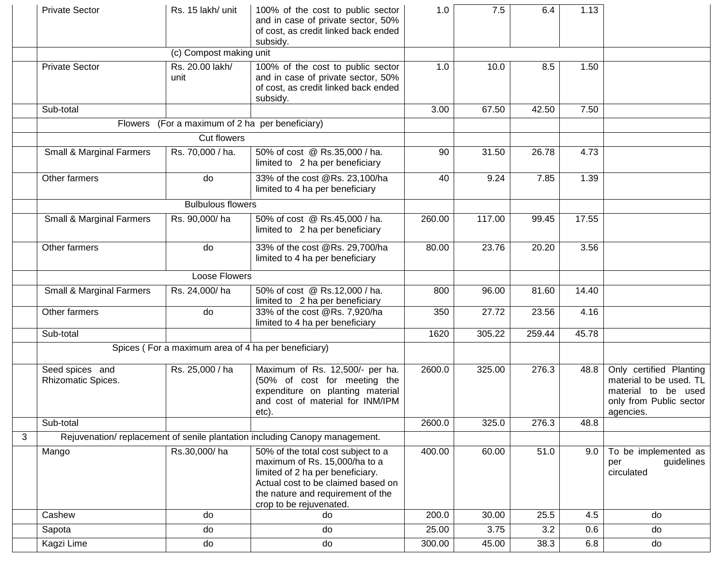| | | | | | | | | |
|---|---|---|---|---|---|---|---|---|
| | Private Sector | Rs. 15 lakh/ unit | 100% of the cost to public sector and in case of private sector, 50% of cost, as credit linked back ended subsidy. | 1.0 | 7.5 | 6.4 | 1.13 | |
| | | (c) Compost making unit | | | | | | |
| | Private Sector | Rs. 20.00 lakh/ unit | 100% of the cost to public sector and in case of private sector, 50% of cost, as credit linked back ended subsidy. | 1.0 | 10.0 | 8.5 | 1.50 | |
| | Sub-total | | | 3.00 | 67.50 | 42.50 | 7.50 | |
| | Flowers (For a maximum of 2 ha per beneficiary) | | | | | | | |
| | Cut flowers | | | | | | | |
| | Small & Marginal Farmers | Rs. 70,000 / ha. | 50% of cost @ Rs.35,000 / ha. limited to 2 ha per beneficiary | 90 | 31.50 | 26.78 | 4.73 | |
| | Other farmers | do | 33% of the cost @Rs. 23,100/ha limited to 4 ha per beneficiary | 40 | 9.24 | 7.85 | 1.39 | |
| | Bulbulous flowers | | | | | | | |
| | Small & Marginal Farmers | Rs. 90,000/ ha | 50% of cost @ Rs.45,000 / ha. limited to 2 ha per beneficiary | 260.00 | 117.00 | 99.45 | 17.55 | |
| | Other farmers | do | 33% of the cost @Rs. 29,700/ha limited to 4 ha per beneficiary | 80.00 | 23.76 | 20.20 | 3.56 | |
| | Loose Flowers | | | | | | | |
| | Small & Marginal Farmers | Rs. 24,000/ ha | 50% of cost @ Rs.12,000 / ha. limited to 2 ha per beneficiary | 800 | 96.00 | 81.60 | 14.40 | |
| | Other farmers | do | 33% of the cost @Rs. 7,920/ha limited to 4 ha per beneficiary | 350 | 27.72 | 23.56 | 4.16 | |
| | Sub-total | | | 1620 | 305.22 | 259.44 | 45.78 | |
| | Spices ( For a maximum area of 4 ha per beneficiary) | | | | | | | |
| | Seed spices and Rhizomatic Spices. | Rs. 25,000 / ha | Maximum of Rs. 12,500/- per ha. (50% of cost for meeting the expenditure on planting material and cost of material for INM/IPM etc). | 2600.0 | 325.00 | 276.3 | 48.8 | Only certified Planting material to be used. TL material to be used only from Public sector agencies. |
| | Sub-total | | | 2600.0 | 325.0 | 276.3 | 48.8 | |
| 3 | Rejuvenation/ replacement of senile plantation including Canopy management. | | | | | | | |
| | Mango | Rs.30,000/ ha | 50% of the total cost subject to a maximum of Rs. 15,000/ha to a limited of 2 ha per beneficiary. Actual cost to be claimed based on the nature and requirement of the crop to be rejuvenated. | 400.00 | 60.00 | 51.0 | 9.0 | To be implemented as per guidelines circulated |
| | Cashew | do | do | 200.0 | 30.00 | 25.5 | 4.5 | do |
| | Sapota | do | do | 25.00 | 3.75 | 3.2 | 0.6 | do |
| | Kagzi Lime | do | do | 300.00 | 45.00 | 38.3 | 6.8 | do |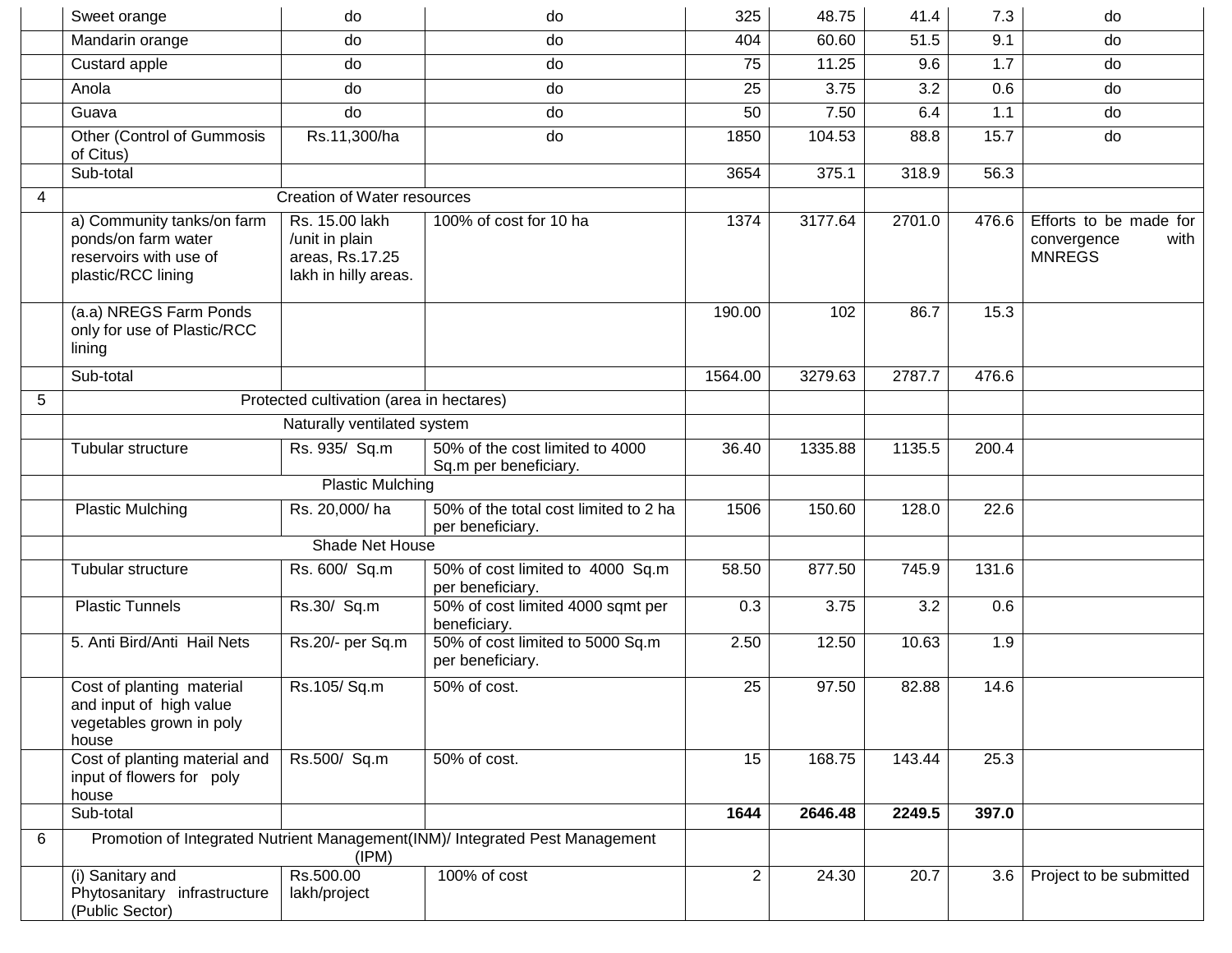| | | | | | | | | |
|---|---|---|---|---|---|---|---|---|
| | Sweet orange | do | do | 325 | 48.75 | 41.4 | 7.3 | do |
| | Mandarin orange | do | do | 404 | 60.60 | 51.5 | 9.1 | do |
| | Custard apple | do | do | 75 | 11.25 | 9.6 | 1.7 | do |
| | Anola | do | do | 25 | 3.75 | 3.2 | 0.6 | do |
| | Guava | do | do | 50 | 7.50 | 6.4 | 1.1 | do |
| | Other (Control of Gummosis of Citus) | Rs.11,300/ha | do | 1850 | 104.53 | 88.8 | 15.7 | do |
| | Sub-total | | | 3654 | 375.1 | 318.9 | 56.3 | |
| 4 | Creation of Water resources | | | | | | | |
| | a) Community tanks/on farm ponds/on farm water reservoirs with use of plastic/RCC lining | Rs. 15.00 lakh /unit in plain areas, Rs.17.25 lakh in hilly areas. | 100% of cost for 10 ha | 1374 | 3177.64 | 2701.0 | 476.6 | Efforts to be made for convergence with MNREGS |
| | (a.a) NREGS Farm Ponds only for use of Plastic/RCC lining | | | 190.00 | 102 | 86.7 | 15.3 | |
| | Sub-total | | | 1564.00 | 3279.63 | 2787.7 | 476.6 | |
| 5 | Protected cultivation (area in hectares) | | | | | | | |
| | Naturally ventilated system | | | | | | | |
| | Tubular structure | Rs. 935/ Sq.m | 50% of the cost limited to 4000 Sq.m per beneficiary. | 36.40 | 1335.88 | 1135.5 | 200.4 | |
| | Plastic Mulching | | | | | | | |
| | Plastic Mulching | Rs. 20,000/ ha | 50% of the total cost limited to 2 ha per beneficiary. | 1506 | 150.60 | 128.0 | 22.6 | |
| | Shade Net House | | | | | | | |
| | Tubular structure | Rs. 600/ Sq.m | 50% of cost limited to 4000 Sq.m per beneficiary. | 58.50 | 877.50 | 745.9 | 131.6 | |
| | Plastic Tunnels | Rs.30/ Sq.m | 50% of cost limited 4000 sqmt per beneficiary. | 0.3 | 3.75 | 3.2 | 0.6 | |
| | 5. Anti Bird/Anti Hail Nets | Rs.20/- per Sq.m | 50% of cost limited to 5000 Sq.m per beneficiary. | 2.50 | 12.50 | 10.63 | 1.9 | |
| | Cost of planting material and input of high value vegetables grown in poly house | Rs.105/ Sq.m | 50% of cost. | 25 | 97.50 | 82.88 | 14.6 | |
| | Cost of planting material and input of flowers for poly house | Rs.500/ Sq.m | 50% of cost. | 15 | 168.75 | 143.44 | 25.3 | |
| | Sub-total | | | **1644** | **2646.48** | **2249.5** | **397.0** | |
| 6 | Promotion of Integrated Nutrient Management(INM)/ Integrated Pest Management (IPM) | | | | | | | |
| | (i) Sanitary and Phytosanitary infrastructure (Public Sector) | Rs.500.00 lakh/project | 100% of cost | 2 | 24.30 | 20.7 | 3.6 | Project to be submitted |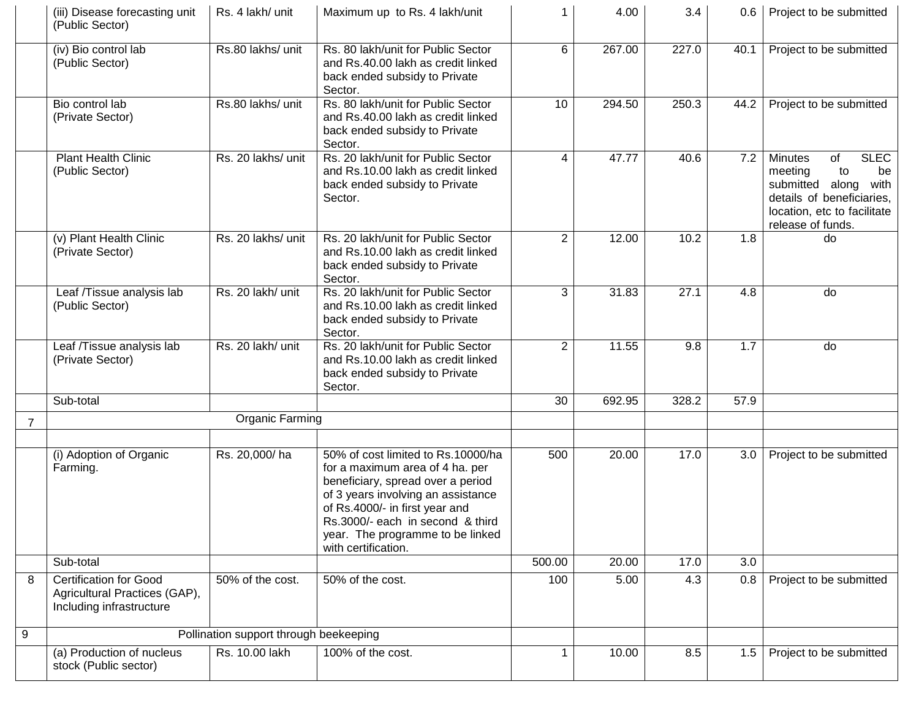| | | | | | | | | |
|---|---|---|---|---|---|---|---|---|
| | (iii) Disease forecasting unit (Public Sector) | Rs. 4 lakh/ unit | Maximum up to Rs. 4 lakh/unit | 1 | 4.00 | 3.4 | 0.6 | Project to be submitted |
| | (iv) Bio control lab (Public Sector) | Rs.80 lakhs/ unit | Rs. 80 lakh/unit for Public Sector and Rs.40.00 lakh as credit linked back ended subsidy to Private Sector. | 6 | 267.00 | 227.0 | 40.1 | Project to be submitted |
| | Bio control lab (Private Sector) | Rs.80 lakhs/ unit | Rs. 80 lakh/unit for Public Sector and Rs.40.00 lakh as credit linked back ended subsidy to Private Sector. | 10 | 294.50 | 250.3 | 44.2 | Project to be submitted |
| | Plant Health Clinic (Public Sector) | Rs. 20 lakhs/ unit | Rs. 20 lakh/unit for Public Sector and Rs.10.00 lakh as credit linked back ended subsidy to Private Sector. | 4 | 47.77 | 40.6 | 7.2 | Minutes of SLEC meeting to be submitted along with details of beneficiaries, location, etc to facilitate release of funds. |
| | (v) Plant Health Clinic (Private Sector) | Rs. 20 lakhs/ unit | Rs. 20 lakh/unit for Public Sector and Rs.10.00 lakh as credit linked back ended subsidy to Private Sector. | 2 | 12.00 | 10.2 | 1.8 | do |
| | Leaf /Tissue analysis lab (Public Sector) | Rs. 20 lakh/ unit | Rs. 20 lakh/unit for Public Sector and Rs.10.00 lakh as credit linked back ended subsidy to Private Sector. | 3 | 31.83 | 27.1 | 4.8 | do |
| | Leaf /Tissue analysis lab (Private Sector) | Rs. 20 lakh/ unit | Rs. 20 lakh/unit for Public Sector and Rs.10.00 lakh as credit linked back ended subsidy to Private Sector. | 2 | 11.55 | 9.8 | 1.7 | do |
| | Sub-total | | | 30 | 692.95 | 328.2 | 57.9 | |
| 7 | Organic Farming | | | | | | | |
| | | | | | | | | |
| | (i) Adoption of Organic Farming. | Rs. 20,000/ ha | 50% of cost limited to Rs.10000/ha for a maximum area of 4 ha. per beneficiary, spread over a period of 3 years involving an assistance of Rs.4000/- in first year and Rs.3000/- each in second & third year. The programme to be linked with certification. | 500 | 20.00 | 17.0 | 3.0 | Project to be submitted |
| | Sub-total | | | 500.00 | 20.00 | 17.0 | 3.0 | |
| 8 | Certification for Good Agricultural Practices (GAP), Including infrastructure | 50% of the cost. | 50% of the cost. | 100 | 5.00 | 4.3 | 0.8 | Project to be submitted |
| 9 | Pollination support through beekeeping | | | | | | | |
| | (a) Production of nucleus stock (Public sector) | Rs. 10.00 lakh | 100% of the cost. | 1 | 10.00 | 8.5 | 1.5 | Project to be submitted |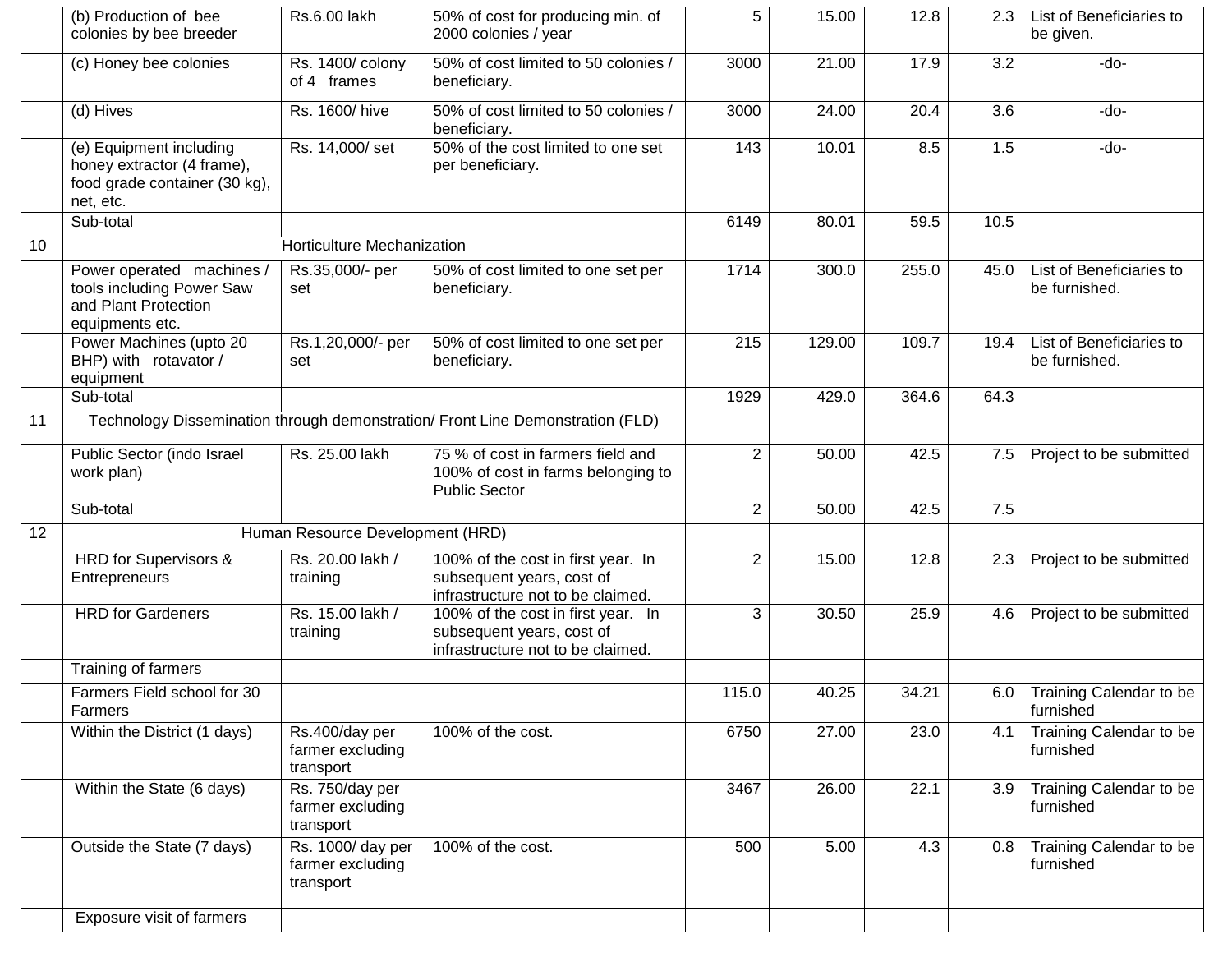| | (b) Production of bee colonies by bee breeder | Rs.6.00 lakh | 50% of cost for producing min. of 2000 colonies / year | 5 | 15.00 | 12.8 | 2.3 | List of Beneficiaries to be given. |
|---|---|---|---|---|---|---|---|---|
| | (c) Honey bee colonies | Rs. 1400/ colony of 4 frames | 50% of cost limited to 50 colonies / beneficiary. | 3000 | 21.00 | 17.9 | 3.2 | -do- |
| | (d) Hives | Rs. 1600/ hive | 50% of cost limited to 50 colonies / beneficiary. | 3000 | 24.00 | 20.4 | 3.6 | -do- |
| | (e) Equipment including honey extractor (4 frame), food grade container (30 kg), net, etc. | Rs. 14,000/ set | 50% of the cost limited to one set per beneficiary. | 143 | 10.01 | 8.5 | 1.5 | -do- |
| | Sub-total | | | 6149 | 80.01 | 59.5 | 10.5 | |
| 10 | Horticulture Mechanization | | | | | | | |
| | Power operated machines / tools including Power Saw and Plant Protection equipments etc. | Rs.35,000/- per set | 50% of cost limited to one set per beneficiary. | 1714 | 300.0 | 255.0 | 45.0 | List of Beneficiaries to be furnished. |
| | Power Machines (upto 20 BHP) with rotavator / equipment | Rs.1,20,000/- per set | 50% of cost limited to one set per beneficiary. | 215 | 129.00 | 109.7 | 19.4 | List of Beneficiaries to be furnished. |
| | Sub-total | | | 1929 | 429.0 | 364.6 | 64.3 | |
| 11 | Technology Dissemination through demonstration/ Front Line Demonstration (FLD) | | | | | | | |
| | Public Sector (indo Israel work plan) | Rs. 25.00 lakh | 75 % of cost in farmers field and 100% of cost in farms belonging to Public Sector | 2 | 50.00 | 42.5 | 7.5 | Project to be submitted |
| | Sub-total | | | 2 | 50.00 | 42.5 | 7.5 | |
| 12 | Human Resource Development (HRD) | | | | | | | |
| | HRD for Supervisors & Entrepreneurs | Rs. 20.00 lakh / training | 100% of the cost in first year. In subsequent years, cost of infrastructure not to be claimed. | 2 | 15.00 | 12.8 | 2.3 | Project to be submitted |
| | HRD for Gardeners | Rs. 15.00 lakh / training | 100% of the cost in first year. In subsequent years, cost of infrastructure not to be claimed. | 3 | 30.50 | 25.9 | 4.6 | Project to be submitted |
| | Training of farmers | | | | | | | |
| | Farmers Field school for 30 Farmers | | | 115.0 | 40.25 | 34.21 | 6.0 | Training Calendar to be furnished |
| | Within the District (1 days) | Rs.400/day per farmer excluding transport | 100% of the cost. | 6750 | 27.00 | 23.0 | 4.1 | Training Calendar to be furnished |
| | Within the State (6 days) | Rs. 750/day per farmer excluding transport | | 3467 | 26.00 | 22.1 | 3.9 | Training Calendar to be furnished |
| | Outside the State (7 days) | Rs. 1000/ day per farmer excluding transport | 100% of the cost. | 500 | 5.00 | 4.3 | 0.8 | Training Calendar to be furnished |
| | Exposure visit of farmers | | | | | | | |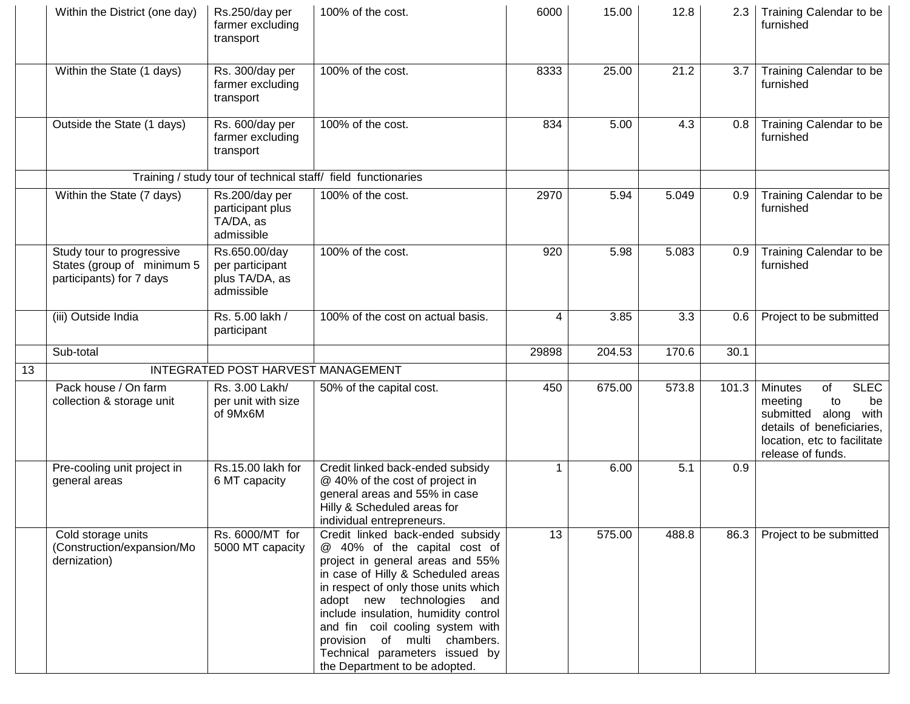| | | | | | | | | |
|---|---|---|---|---|---|---|---|---|
| | Within the District (one day) | Rs.250/day per farmer excluding transport | 100% of the cost. | 6000 | 15.00 | 12.8 | 2.3 | Training Calendar to be furnished |
| | Within the State (1 days) | Rs. 300/day per farmer excluding transport | 100% of the cost. | 8333 | 25.00 | 21.2 | 3.7 | Training Calendar to be furnished |
| | Outside the State (1 days) | Rs. 600/day per farmer excluding transport | 100% of the cost. | 834 | 5.00 | 4.3 | 0.8 | Training Calendar to be furnished |
| | Training / study tour of technical staff/ field functionaries | | | | | | | |
| | Within the State (7 days) | Rs.200/day per participant plus TA/DA, as admissible | 100% of the cost. | 2970 | 5.94 | 5.049 | 0.9 | Training Calendar to be furnished |
| | Study tour to progressive States (group of minimum 5 participants) for 7 days | Rs.650.00/day per participant plus TA/DA, as admissible | 100% of the cost. | 920 | 5.98 | 5.083 | 0.9 | Training Calendar to be furnished |
| | (iii) Outside India | Rs. 5.00 lakh / participant | 100% of the cost on actual basis. | 4 | 3.85 | 3.3 | 0.6 | Project to be submitted |
| | Sub-total | | | 29898 | 204.53 | 170.6 | 30.1 | |
| 13 | INTEGRATED POST HARVEST MANAGEMENT | | | | | | | |
| | Pack house / On farm collection & storage unit | Rs. 3.00 Lakh/ per unit with size of 9Mx6M | 50% of the capital cost. | 450 | 675.00 | 573.8 | 101.3 | Minutes of SLEC meeting to be submitted along with details of beneficiaries, location, etc to facilitate release of funds. |
| | Pre-cooling unit project in general areas | Rs.15.00 lakh for 6 MT capacity | Credit linked back-ended subsidy @ 40% of the cost of project in general areas and 55% in case Hilly & Scheduled areas for individual entrepreneurs. | 1 | 6.00 | 5.1 | 0.9 | |
| | Cold storage units (Construction/expansion/Modernization) | Rs. 6000/MT for 5000 MT capacity | Credit linked back-ended subsidy @ 40% of the capital cost of project in general areas and 55% in case of Hilly & Scheduled areas in respect of only those units which adopt new technologies and include insulation, humidity control and fin coil cooling system with provision of multi chambers. Technical parameters issued by the Department to be adopted. | 13 | 575.00 | 488.8 | 86.3 | Project to be submitted |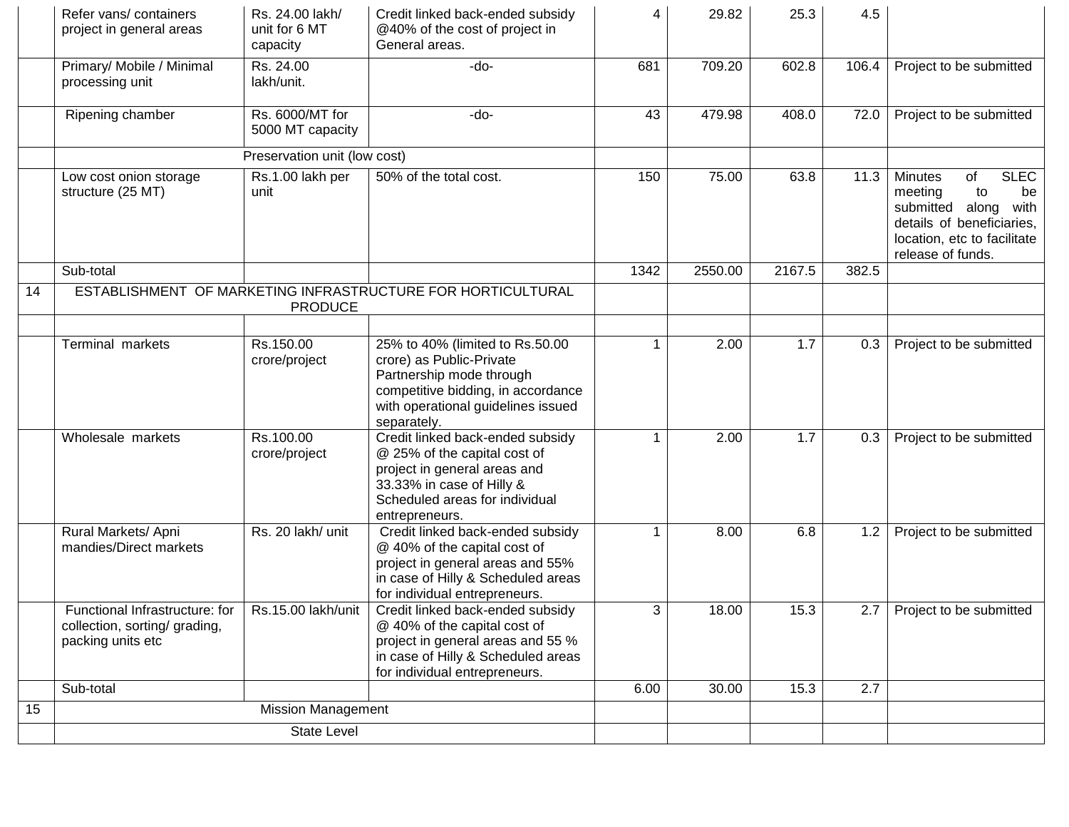| | | | | | | | | |
|---|---|---|---|---|---|---|---|---|
| | Refer vans/ containers project in general areas | Rs. 24.00 lakh/ unit for 6 MT capacity | Credit linked back-ended subsidy @40% of the cost of project in General areas. | 4 | 29.82 | 25.3 | 4.5 | |
| | Primary/ Mobile / Minimal processing unit | Rs. 24.00 lakh/unit. | -do- | 681 | 709.20 | 602.8 | 106.4 | Project to be submitted |
| | Ripening chamber | Rs. 6000/MT for 5000 MT capacity | -do- | 43 | 479.98 | 408.0 | 72.0 | Project to be submitted |
| | Preservation unit (low cost) | | | | | | | |
| | Low cost onion storage structure (25 MT) | Rs.1.00 lakh per unit | 50% of the total cost. | 150 | 75.00 | 63.8 | 11.3 | Minutes of SLEC meeting to be submitted along with details of beneficiaries, location, etc to facilitate release of funds. |
| | Sub-total | | | 1342 | 2550.00 | 2167.5 | 382.5 | |
| 14 | ESTABLISHMENT OF MARKETING INFRASTRUCTURE FOR HORTICULTURAL PRODUCE | | | | | | | |
| | | | | | | | | |
| | Terminal markets | Rs.150.00 crore/project | 25% to 40% (limited to Rs.50.00 crore) as Public-Private Partnership mode through competitive bidding, in accordance with operational guidelines issued separately. | 1 | 2.00 | 1.7 | 0.3 | Project to be submitted |
| | Wholesale markets | Rs.100.00 crore/project | Credit linked back-ended subsidy @ 25% of the capital cost of project in general areas and 33.33% in case of Hilly & Scheduled areas for individual entrepreneurs. | 1 | 2.00 | 1.7 | 0.3 | Project to be submitted |
| | Rural Markets/ Apni mandies/Direct markets | Rs. 20 lakh/ unit | Credit linked back-ended subsidy @ 40% of the capital cost of project in general areas and 55% in case of Hilly & Scheduled areas for individual entrepreneurs. | 1 | 8.00 | 6.8 | 1.2 | Project to be submitted |
| | Functional Infrastructure: for collection, sorting/ grading, packing units etc | Rs.15.00 lakh/unit | Credit linked back-ended subsidy @ 40% of the capital cost of project in general areas and 55 % in case of Hilly & Scheduled areas for individual entrepreneurs. | 3 | 18.00 | 15.3 | 2.7 | Project to be submitted |
| | Sub-total | | | 6.00 | 30.00 | 15.3 | 2.7 | |
| 15 | Mission Management | | | | | | | |
| | State Level | | | | | | | |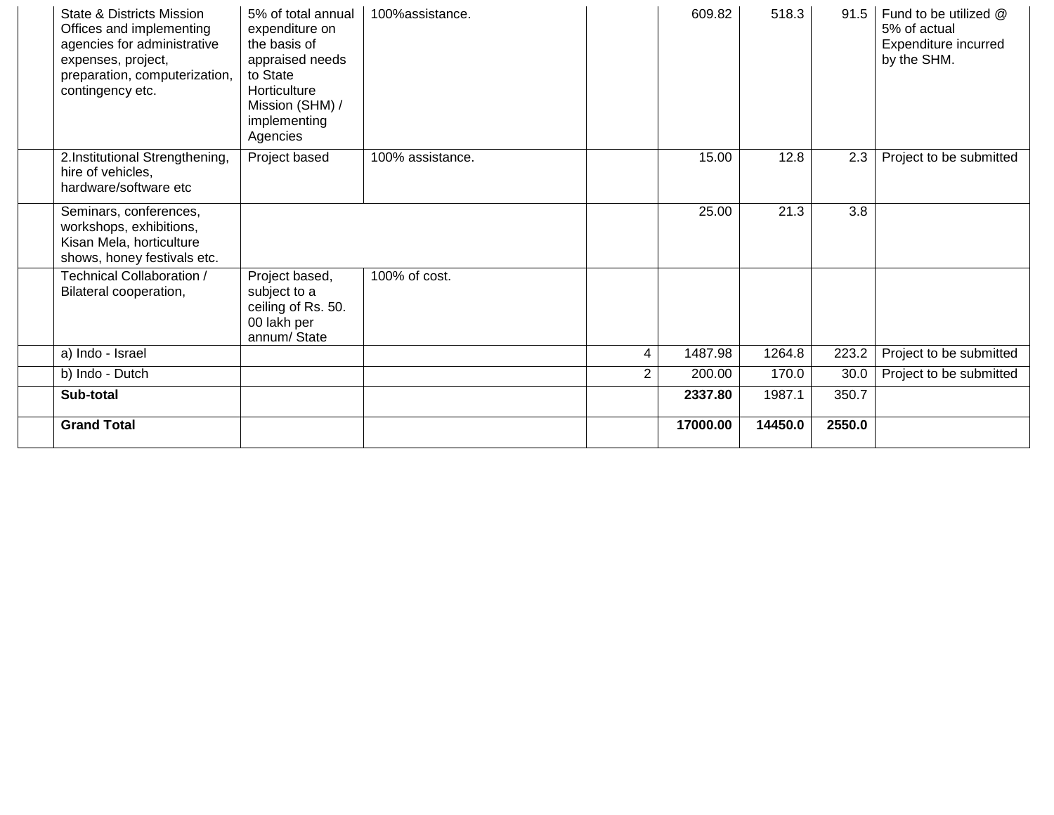| | | | | | | | | |
|---|---|---|---|---|---|---|---|---|
| | State & Districts Mission Offices and implementing agencies for administrative expenses, project, preparation, computerization, contingency etc. | 5% of total annual expenditure on the basis of appraised needs to State Horticulture Mission (SHM) / implementing Agencies | 100%assistance. | | 609.82 | 518.3 | 91.5 | Fund to be utilized @ 5% of actual Expenditure incurred by the SHM. |
| | 2.Institutional Strengthening, hire of vehicles, hardware/software etc | Project based | 100% assistance. | | 15.00 | 12.8 | 2.3 | Project to be submitted |
| | Seminars, conferences, workshops, exhibitions, Kisan Mela, horticulture shows, honey festivals etc. | | | | 25.00 | 21.3 | 3.8 | |
| | Technical Collaboration / Bilateral cooperation, | Project based, subject to a ceiling of Rs. 50. 00 lakh per annum/ State | 100% of cost. | | | | | |
| | a) Indo - Israel | | | 4 | 1487.98 | 1264.8 | 223.2 | Project to be submitted |
| | b) Indo - Dutch | | | 2 | 200.00 | 170.0 | 30.0 | Project to be submitted |
| | **Sub-total** | | | | **2337.80** | 1987.1 | 350.7 | |
| | **Grand Total** | | | | **17000.00** | **14450.0** | **2550.0** | |